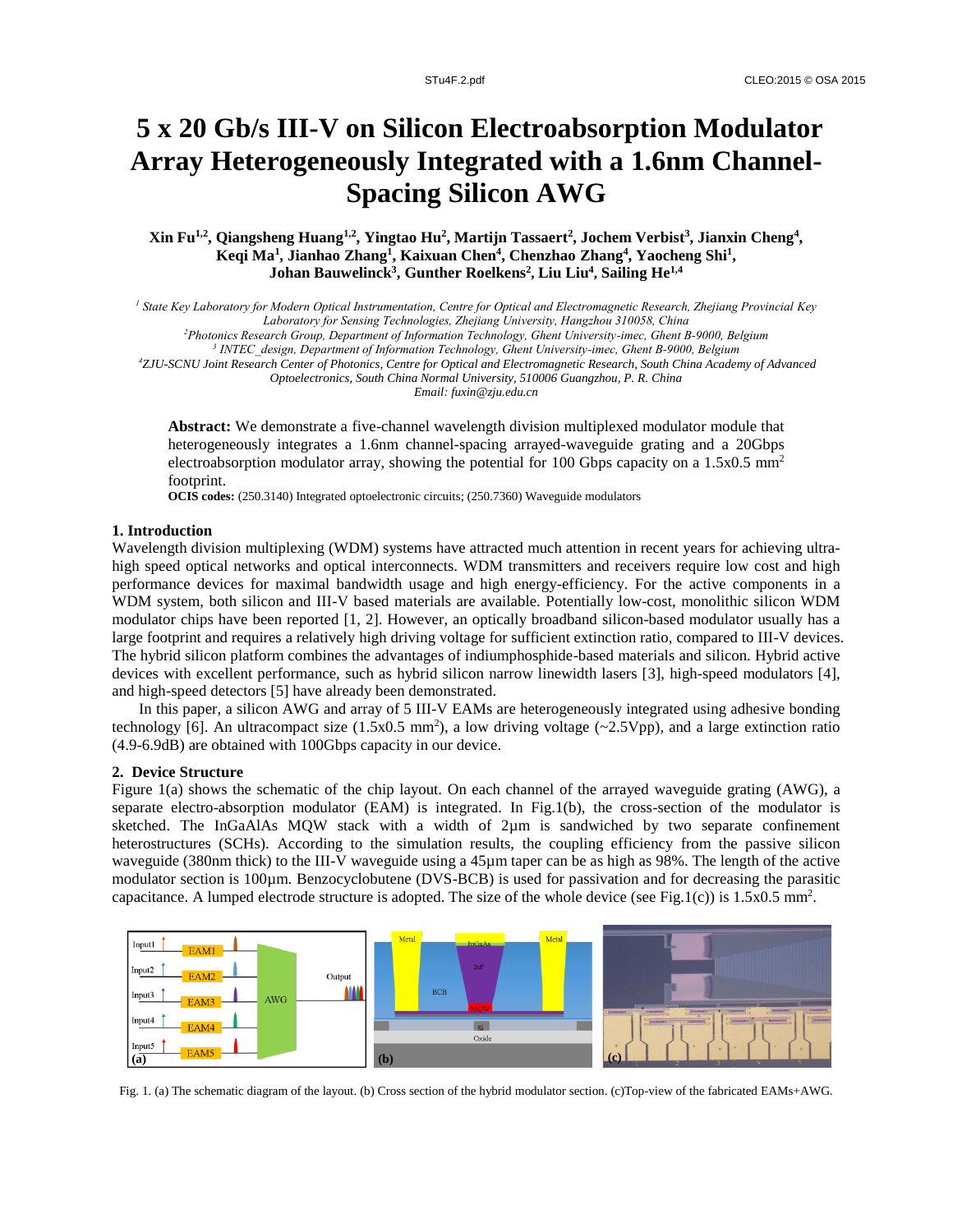# 5 x 20 Gb/s III-V on Silicon Electroabsorption Modulator Array Heterogeneously Integrated with a 1.6nm Channel-Spacing Silicon AWG

**Xin Fu[1,2], Qiangsheng Huang[1,2], Yingtao Hu[2], Martijn Tassaert[2], Jochem Verbist[3], Jianxin Cheng[4], Keqi Ma[1], Jianhao Zhang[1], Kaixuan Chen[4], Chenzhao Zhang[4], Yaocheng Shi[1], Johan Bauwelinck[3], Gunther Roelkens[2], Liu Liu[4], Sailing He[1,4]**

*[1] State Key Laboratory for Modern Optical Instrumentation, Centre for Optical and Electromagnetic Research, Zhejiang Provincial Key Laboratory for Sensing Technologies, Zhejiang University, Hangzhou 310058, China*
*[2]Photonics Research Group, Department of Information Technology, Ghent University-imec, Ghent B-9000, Belgium*
*[3] INTEC_design, Department of Information Technology, Ghent University-imec, Ghent B-9000, Belgium*
*[4]ZJU-SCNU Joint Research Center of Photonics, Centre for Optical and Electromagnetic Research, South China Academy of Advanced Optoelectronics, South China Normal University, 510006 Guangzhou, P. R. China*
*Email: fuxin@zju.edu.cn*

**Abstract:** We demonstrate a five-channel wavelength division multiplexed modulator module that heterogeneously integrates a 1.6nm channel-spacing arrayed-waveguide grating and a 20Gbps electroabsorption modulator array, showing the potential for 100 Gbps capacity on a 1.5x0.5 $mm^2$ footprint.
**OCIS codes:** (250.3140) Integrated optoelectronic circuits; (250.7360) Waveguide modulators

## 1. Introduction

Wavelength division multiplexing (WDM) systems have attracted much attention in recent years for achieving ultra-high speed optical networks and optical interconnects. WDM transmitters and receivers require low cost and high performance devices for maximal bandwidth usage and high energy-efficiency. For the active components in a WDM system, both silicon and III-V based materials are available. Potentially low-cost, monolithic silicon WDM modulator chips have been reported [1, 2]. However, an optically broadband silicon-based modulator usually has a large footprint and requires a relatively high driving voltage for sufficient extinction ratio, compared to III-V devices. The hybrid silicon platform combines the advantages of indiumphosphide-based materials and silicon. Hybrid active devices with excellent performance, such as hybrid silicon narrow linewidth lasers [3], high-speed modulators [4], and high-speed detectors [5] have already been demonstrated.

In this paper, a silicon AWG and array of 5 III-V EAMs are heterogeneously integrated using adhesive bonding technology [6]. An ultracompact size (1.5x0.5 $mm^2$), a low driving voltage (~2.5Vpp), and a large extinction ratio (4.9-6.9dB) are obtained with 100Gbps capacity in our device.

## 2. Device Structure

Figure 1(a) shows the schematic of the chip layout. On each channel of the arrayed waveguide grating (AWG), a separate electro-absorption modulator (EAM) is integrated. In Fig.1(b), the cross-section of the modulator is sketched. The InGaAlAs MQW stack with a width of 2μm is sandwiched by two separate confinement heterostructures (SCHs). According to the simulation results, the coupling efficiency from the passive silicon waveguide (380nm thick) to the III-V waveguide using a 45μm taper can be as high as 98%. The length of the active modulator section is 100μm. Benzocyclobutene (DVS-BCB) is used for passivation and for decreasing the parasitic capacitance. A lumped electrode structure is adopted. The size of the whole device (see Fig.1(c)) is 1.5x0.5 $mm^2$.

Fig. 1. (a) The schematic diagram of the layout. (b) Cross section of the hybrid modulator section. (c)Top-view of the fabricated EAMs+AWG.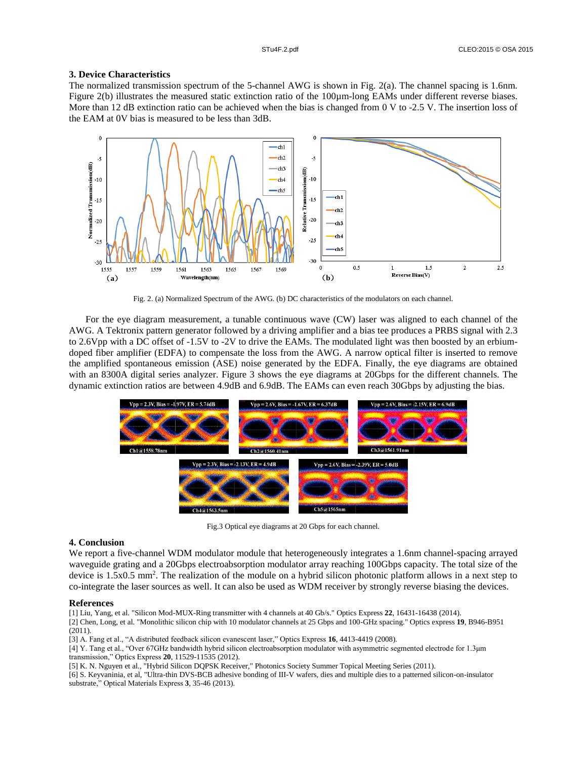### 3. Device Characteristics

The normalized transmission spectrum of the 5-channel AWG is shown in Fig. 2(a). The channel spacing is 1.6nm. Figure 2(b) illustrates the measured static extinction ratio of the 100μm-long EAMs under different reverse biases. More than 12 dB extinction ratio can be achieved when the bias is changed from 0 V to -2.5 V. The insertion loss of the EAM at 0V bias is measured to be less than 3dB.

(a)
Normalized Transmission(dB)
0
-5
-10
-15
-20
-25
-30
1555
1557
1559
1561
1563
1565
1567
1569
Wavelength(nm)
ch1
ch2
ch3
ch4
ch5

(b)
Relative Transmission(dB)
0
-5
-10
-15
-20
-25
-30
0
0.5
1
1.5
2
2.5
Reverse Bias(V)
ch1
ch2
ch3
ch4
ch5

Fig. 2. (a) Normalized Spectrum of the AWG. (b) DC characteristics of the modulators on each channel.

For the eye diagram measurement, a tunable continuous wave (CW) laser was aligned to each channel of the AWG. A Tektronix pattern generator followed by a driving amplifier and a bias tee produces a PRBS signal with 2.3 to 2.6Vpp with a DC offset of -1.5V to -2V to drive the EAMs. The modulated light was then boosted by an erbium-doped fiber amplifier (EDFA) to compensate the loss from the AWG. A narrow optical filter is inserted to remove the amplified spontaneous emission (ASE) noise generated by the EDFA. Finally, the eye diagrams are obtained with an 8300A digital series analyzer. Figure 3 shows the eye diagrams at 20Gbps for the different channels. The dynamic extinction ratios are between 4.9dB and 6.9dB. The EAMs can even reach 30Gbps by adjusting the bias.

Vpp = 2.3V, Bias = -1.97V, ER = 5.74dB
Ch1@1558.78nm

Vpp = 2.6V, Bias = -1.67V, ER = 6.37dB
Ch2@1560.41nm

Vpp = 2.6V, Bias = -2.15V, ER = 6.9dB
Ch3@1561.91nm

Vpp = 2.3V, Bias = -2.13V, ER = 4.9dB
Ch4@1563.5nm

Vpp = 2.6V, Bias = -2.39V, ER = 5.0dB
Ch5@1565nm

Fig.3 Optical eye diagrams at 20 Gbps for each channel.

### 4. Conclusion

We report a five-channel WDM modulator module that heterogeneously integrates a 1.6nm channel-spacing arrayed waveguide grating and a 20Gbps electroabsorption modulator array reaching 100Gbps capacity. The total size of the device is 1.5x0.5 mm$^2$. The realization of the module on a hybrid silicon photonic platform allows in a next step to co-integrate the laser sources as well. It can also be used as WDM receiver by strongly reverse biasing the devices.

### References

[1] Liu, Yang, et al. "Silicon Mod-MUX-Ring transmitter with 4 channels at 40 Gb/s." Optics Express **22**, 16431-16438 (2014).

[2] Chen, Long, et al. "Monolithic silicon chip with 10 modulator channels at 25 Gbps and 100-GHz spacing." Optics express **19**, B946-B951 (2011).

[3] A. Fang et al., "A distributed feedback silicon evanescent laser," Optics Express **16**, 4413-4419 (2008).

[4] Y. Tang et al., "Over 67GHz bandwidth hybrid silicon electroabsorption modulator with asymmetric segmented electrode for 1.3μm transmission," Optics Express **20**, 11529-11535 (2012).

[5] K. N. Nguyen et al., "Hybrid Silicon DQPSK Receiver," Photonics Society Summer Topical Meeting Series (2011).

[6] S. Keyvaninia, et al, "Ultra-thin DVS-BCB adhesive bonding of III-V wafers, dies and multiple dies to a patterned silicon-on-insulator substrate," Optical Materials Express **3**, 35-46 (2013).